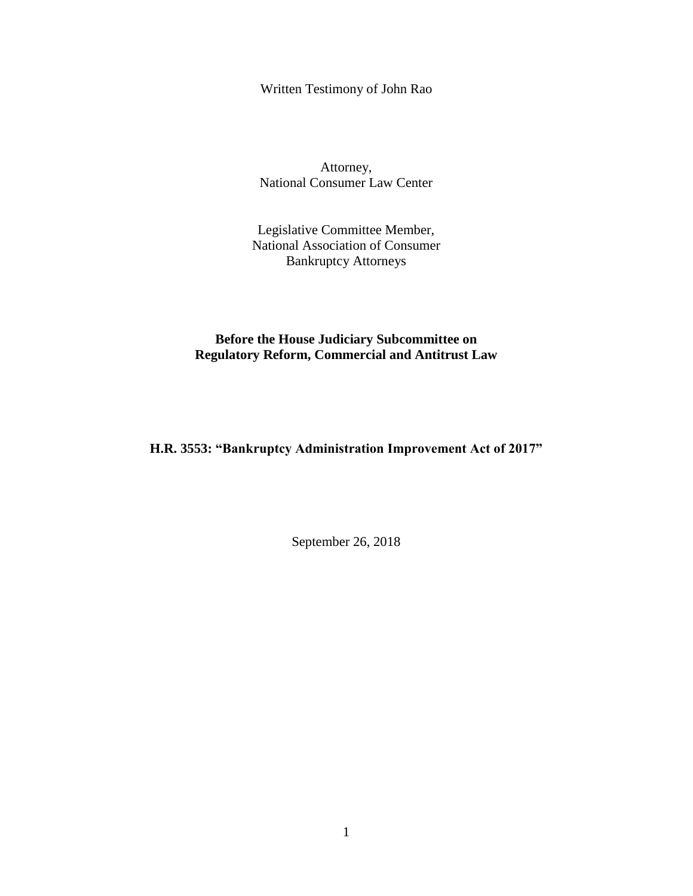Written Testimony of John Rao

Attorney,
National Consumer Law Center

Legislative Committee Member,
National Association of Consumer
Bankruptcy Attorneys

**Before the House Judiciary Subcommittee on Regulatory Reform, Commercial and Antitrust Law**

**H.R. 3553: "Bankruptcy Administration Improvement Act of 2017"**

September 26, 2018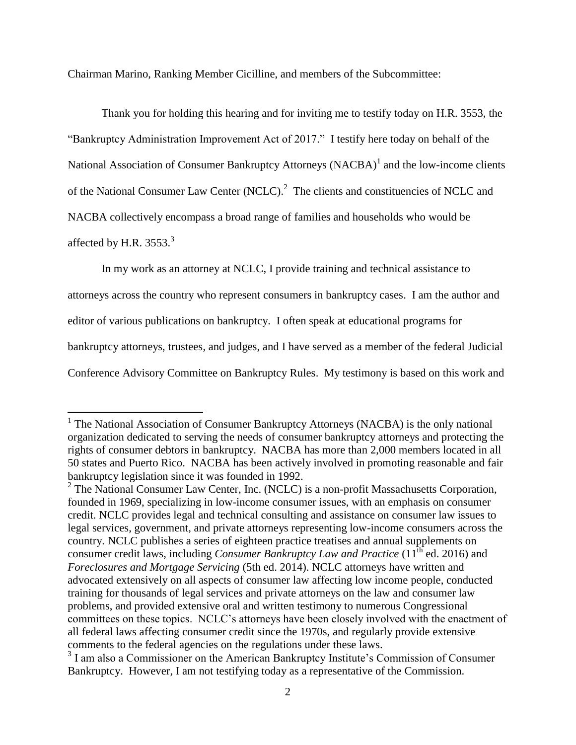Chairman Marino, Ranking Member Cicilline, and members of the Subcommittee:

Thank you for holding this hearing and for inviting me to testify today on H.R. 3553, the "Bankruptcy Administration Improvement Act of 2017." I testify here today on behalf of the National Association of Consumer Bankruptcy Attorneys (NACBA)[1] and the low-income clients of the National Consumer Law Center (NCLC).[2] The clients and constituencies of NCLC and NACBA collectively encompass a broad range of families and households who would be affected by H.R. 3553.[3]

In my work as an attorney at NCLC, I provide training and technical assistance to attorneys across the country who represent consumers in bankruptcy cases. I am the author and editor of various publications on bankruptcy. I often speak at educational programs for bankruptcy attorneys, trustees, and judges, and I have served as a member of the federal Judicial Conference Advisory Committee on Bankruptcy Rules. My testimony is based on this work and

---

[1] The National Association of Consumer Bankruptcy Attorneys (NACBA) is the only national organization dedicated to serving the needs of consumer bankruptcy attorneys and protecting the rights of consumer debtors in bankruptcy. NACBA has more than 2,000 members located in all 50 states and Puerto Rico. NACBA has been actively involved in promoting reasonable and fair bankruptcy legislation since it was founded in 1992.

[2] The National Consumer Law Center, Inc. (NCLC) is a non-profit Massachusetts Corporation, founded in 1969, specializing in low-income consumer issues, with an emphasis on consumer credit. NCLC provides legal and technical consulting and assistance on consumer law issues to legal services, government, and private attorneys representing low-income consumers across the country. NCLC publishes a series of eighteen practice treatises and annual supplements on consumer credit laws, including *Consumer Bankruptcy Law and Practice* (11th ed. 2016) and *Foreclosures and Mortgage Servicing* (5th ed. 2014). NCLC attorneys have written and advocated extensively on all aspects of consumer law affecting low income people, conducted training for thousands of legal services and private attorneys on the law and consumer law problems, and provided extensive oral and written testimony to numerous Congressional committees on these topics. NCLC's attorneys have been closely involved with the enactment of all federal laws affecting consumer credit since the 1970s, and regularly provide extensive comments to the federal agencies on the regulations under these laws.

[3] I am also a Commissioner on the American Bankruptcy Institute's Commission of Consumer Bankruptcy. However, I am not testifying today as a representative of the Commission.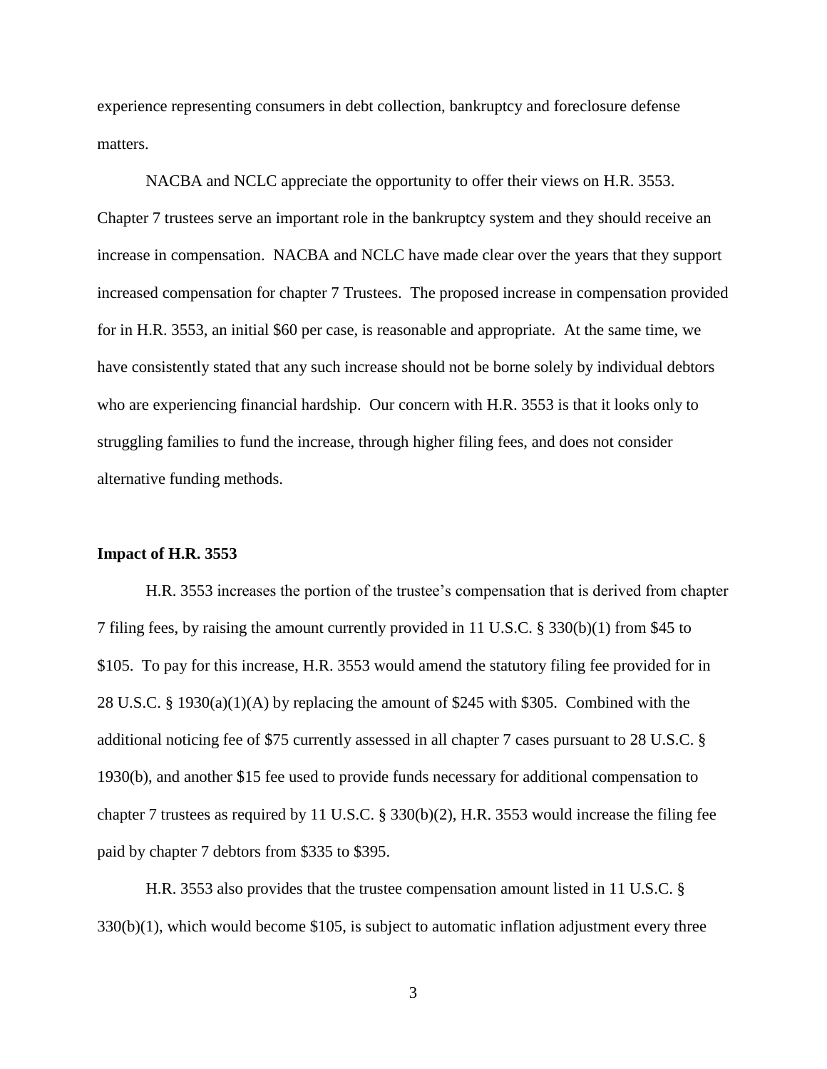experience representing consumers in debt collection, bankruptcy and foreclosure defense matters.

NACBA and NCLC appreciate the opportunity to offer their views on H.R. 3553. Chapter 7 trustees serve an important role in the bankruptcy system and they should receive an increase in compensation. NACBA and NCLC have made clear over the years that they support increased compensation for chapter 7 Trustees. The proposed increase in compensation provided for in H.R. 3553, an initial $60 per case, is reasonable and appropriate. At the same time, we have consistently stated that any such increase should not be borne solely by individual debtors who are experiencing financial hardship. Our concern with H.R. 3553 is that it looks only to struggling families to fund the increase, through higher filing fees, and does not consider alternative funding methods.

**Impact of H.R. 3553**

H.R. 3553 increases the portion of the trustee's compensation that is derived from chapter 7 filing fees, by raising the amount currently provided in 11 U.S.C. § 330(b)(1) from $45 to $105. To pay for this increase, H.R. 3553 would amend the statutory filing fee provided for in 28 U.S.C. § 1930(a)(1)(A) by replacing the amount of $245 with $305. Combined with the additional noticing fee of $75 currently assessed in all chapter 7 cases pursuant to 28 U.S.C. § 1930(b), and another $15 fee used to provide funds necessary for additional compensation to chapter 7 trustees as required by 11 U.S.C. § 330(b)(2), H.R. 3553 would increase the filing fee paid by chapter 7 debtors from $335 to $395.

H.R. 3553 also provides that the trustee compensation amount listed in 11 U.S.C. § 330(b)(1), which would become $105, is subject to automatic inflation adjustment every three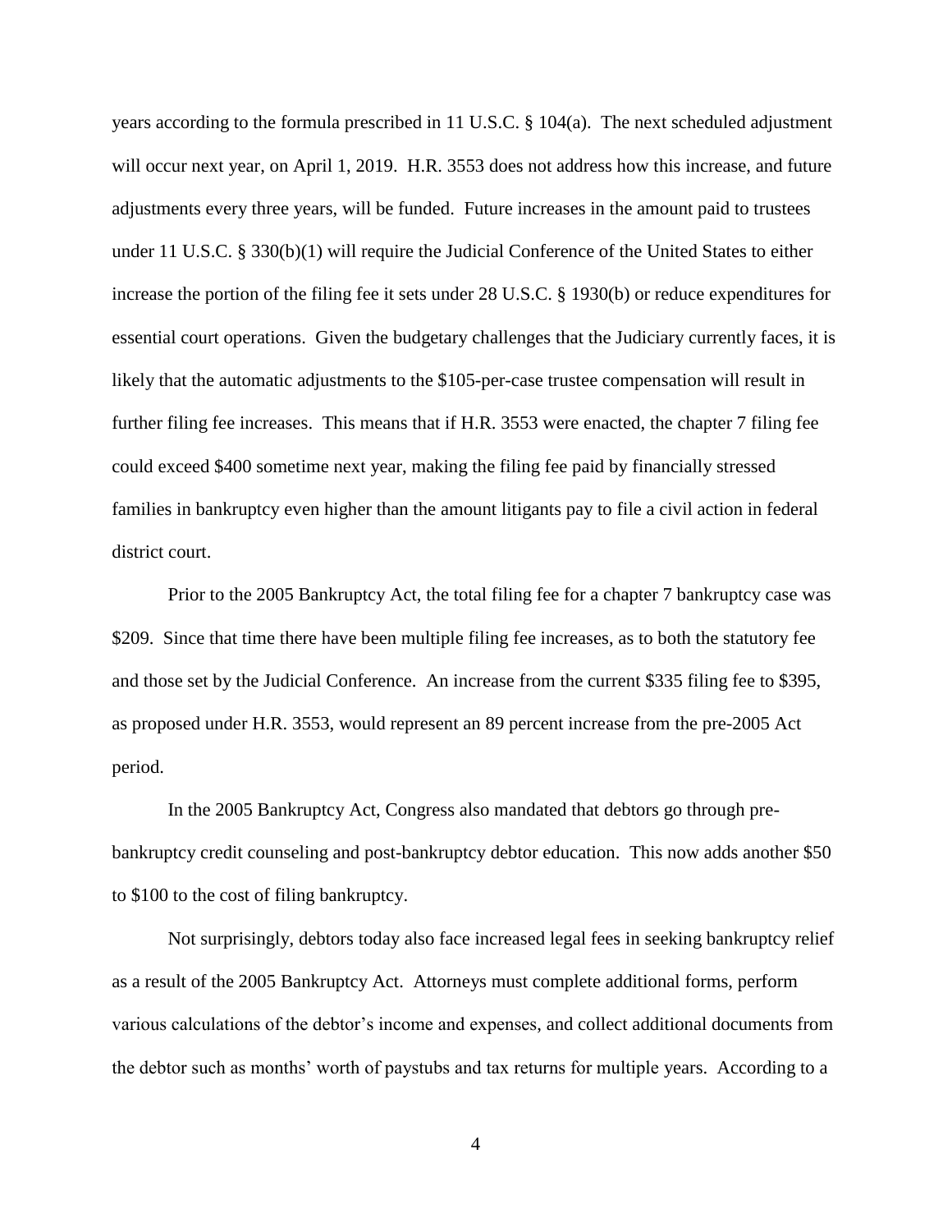years according to the formula prescribed in 11 U.S.C. § 104(a). The next scheduled adjustment will occur next year, on April 1, 2019. H.R. 3553 does not address how this increase, and future adjustments every three years, will be funded. Future increases in the amount paid to trustees under 11 U.S.C. § 330(b)(1) will require the Judicial Conference of the United States to either increase the portion of the filing fee it sets under 28 U.S.C. § 1930(b) or reduce expenditures for essential court operations. Given the budgetary challenges that the Judiciary currently faces, it is likely that the automatic adjustments to the $105-per-case trustee compensation will result in further filing fee increases. This means that if H.R. 3553 were enacted, the chapter 7 filing fee could exceed $400 sometime next year, making the filing fee paid by financially stressed families in bankruptcy even higher than the amount litigants pay to file a civil action in federal district court.

Prior to the 2005 Bankruptcy Act, the total filing fee for a chapter 7 bankruptcy case was $209. Since that time there have been multiple filing fee increases, as to both the statutory fee and those set by the Judicial Conference. An increase from the current $335 filing fee to $395, as proposed under H.R. 3553, would represent an 89 percent increase from the pre-2005 Act period.

In the 2005 Bankruptcy Act, Congress also mandated that debtors go through pre-bankruptcy credit counseling and post-bankruptcy debtor education. This now adds another $50 to $100 to the cost of filing bankruptcy.

Not surprisingly, debtors today also face increased legal fees in seeking bankruptcy relief as a result of the 2005 Bankruptcy Act. Attorneys must complete additional forms, perform various calculations of the debtor's income and expenses, and collect additional documents from the debtor such as months' worth of paystubs and tax returns for multiple years. According to a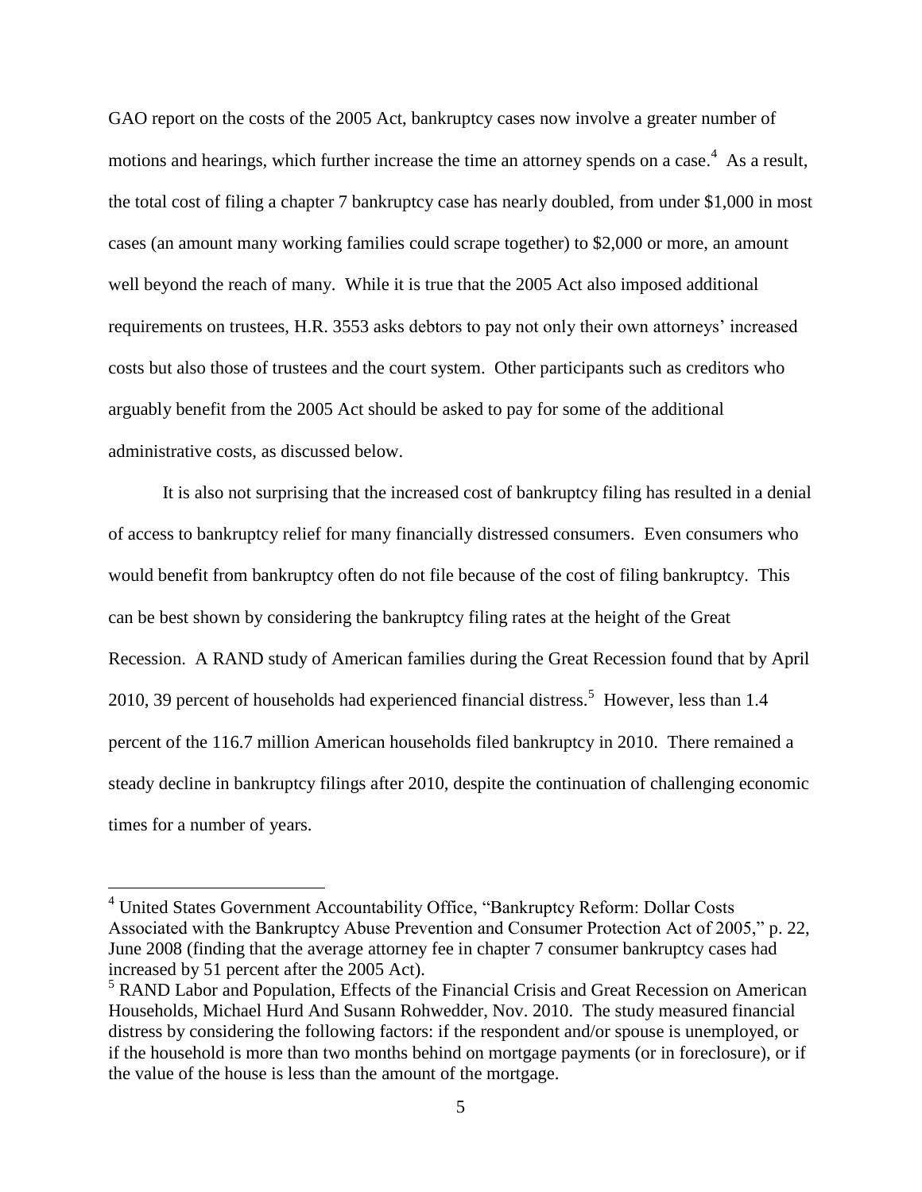GAO report on the costs of the 2005 Act, bankruptcy cases now involve a greater number of motions and hearings, which further increase the time an attorney spends on a case.[4] As a result, the total cost of filing a chapter 7 bankruptcy case has nearly doubled, from under $1,000 in most cases (an amount many working families could scrape together) to $2,000 or more, an amount well beyond the reach of many. While it is true that the 2005 Act also imposed additional requirements on trustees, H.R. 3553 asks debtors to pay not only their own attorneys' increased costs but also those of trustees and the court system. Other participants such as creditors who arguably benefit from the 2005 Act should be asked to pay for some of the additional administrative costs, as discussed below.

It is also not surprising that the increased cost of bankruptcy filing has resulted in a denial of access to bankruptcy relief for many financially distressed consumers. Even consumers who would benefit from bankruptcy often do not file because of the cost of filing bankruptcy. This can be best shown by considering the bankruptcy filing rates at the height of the Great Recession. A RAND study of American families during the Great Recession found that by April 2010, 39 percent of households had experienced financial distress.[5] However, less than 1.4 percent of the 116.7 million American households filed bankruptcy in 2010. There remained a steady decline in bankruptcy filings after 2010, despite the continuation of challenging economic times for a number of years.

---

[4] United States Government Accountability Office, "Bankruptcy Reform: Dollar Costs Associated with the Bankruptcy Abuse Prevention and Consumer Protection Act of 2005," p. 22, June 2008 (finding that the average attorney fee in chapter 7 consumer bankruptcy cases had increased by 51 percent after the 2005 Act).

[5] RAND Labor and Population, Effects of the Financial Crisis and Great Recession on American Households, Michael Hurd And Susann Rohwedder, Nov. 2010. The study measured financial distress by considering the following factors: if the respondent and/or spouse is unemployed, or if the household is more than two months behind on mortgage payments (or in foreclosure), or if the value of the house is less than the amount of the mortgage.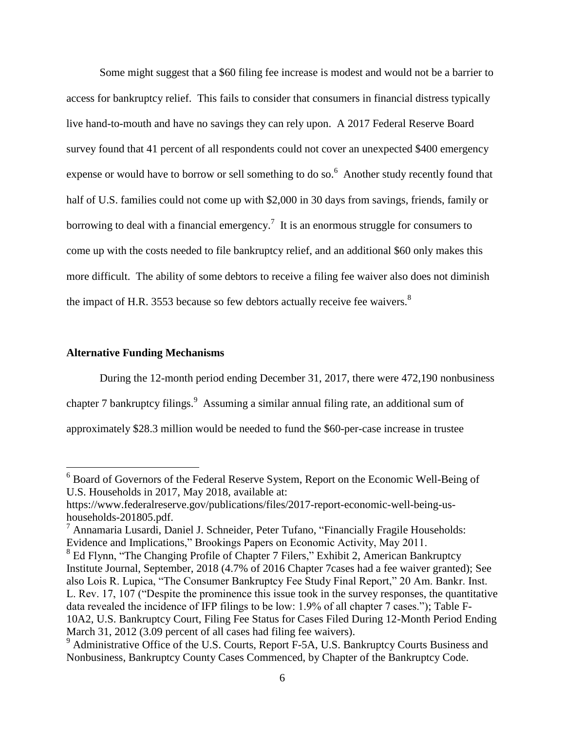Some might suggest that a $60 filing fee increase is modest and would not be a barrier to access for bankruptcy relief. This fails to consider that consumers in financial distress typically live hand-to-mouth and have no savings they can rely upon. A 2017 Federal Reserve Board survey found that 41 percent of all respondents could not cover an unexpected $400 emergency expense or would have to borrow or sell something to do so.[6] Another study recently found that half of U.S. families could not come up with $2,000 in 30 days from savings, friends, family or borrowing to deal with a financial emergency.[7] It is an enormous struggle for consumers to come up with the costs needed to file bankruptcy relief, and an additional $60 only makes this more difficult. The ability of some debtors to receive a filing fee waiver also does not diminish the impact of H.R. 3553 because so few debtors actually receive fee waivers.[8]

**Alternative Funding Mechanisms**

During the 12-month period ending December 31, 2017, there were 472,190 nonbusiness chapter 7 bankruptcy filings.[9] Assuming a similar annual filing rate, an additional sum of approximately $28.3 million would be needed to fund the $60-per-case increase in trustee

---

[6] Board of Governors of the Federal Reserve System, Report on the Economic Well-Being of U.S. Households in 2017, May 2018, available at: https://www.federalreserve.gov/publications/files/2017-report-economic-well-being-us-households-201805.pdf.

[7] Annamaria Lusardi, Daniel J. Schneider, Peter Tufano, "Financially Fragile Households: Evidence and Implications," Brookings Papers on Economic Activity, May 2011.

[8] Ed Flynn, "The Changing Profile of Chapter 7 Filers," Exhibit 2, American Bankruptcy Institute Journal, September, 2018 (4.7% of 2016 Chapter 7cases had a fee waiver granted); See also Lois R. Lupica, "The Consumer Bankruptcy Fee Study Final Report," 20 Am. Bankr. Inst. L. Rev. 17, 107 ("Despite the prominence this issue took in the survey responses, the quantitative data revealed the incidence of IFP filings to be low: 1.9% of all chapter 7 cases."); Table F-10A2, U.S. Bankruptcy Court, Filing Fee Status for Cases Filed During 12-Month Period Ending March 31, 2012 (3.09 percent of all cases had filing fee waivers).

[9] Administrative Office of the U.S. Courts, Report F-5A, U.S. Bankruptcy Courts Business and Nonbusiness, Bankruptcy County Cases Commenced, by Chapter of the Bankruptcy Code.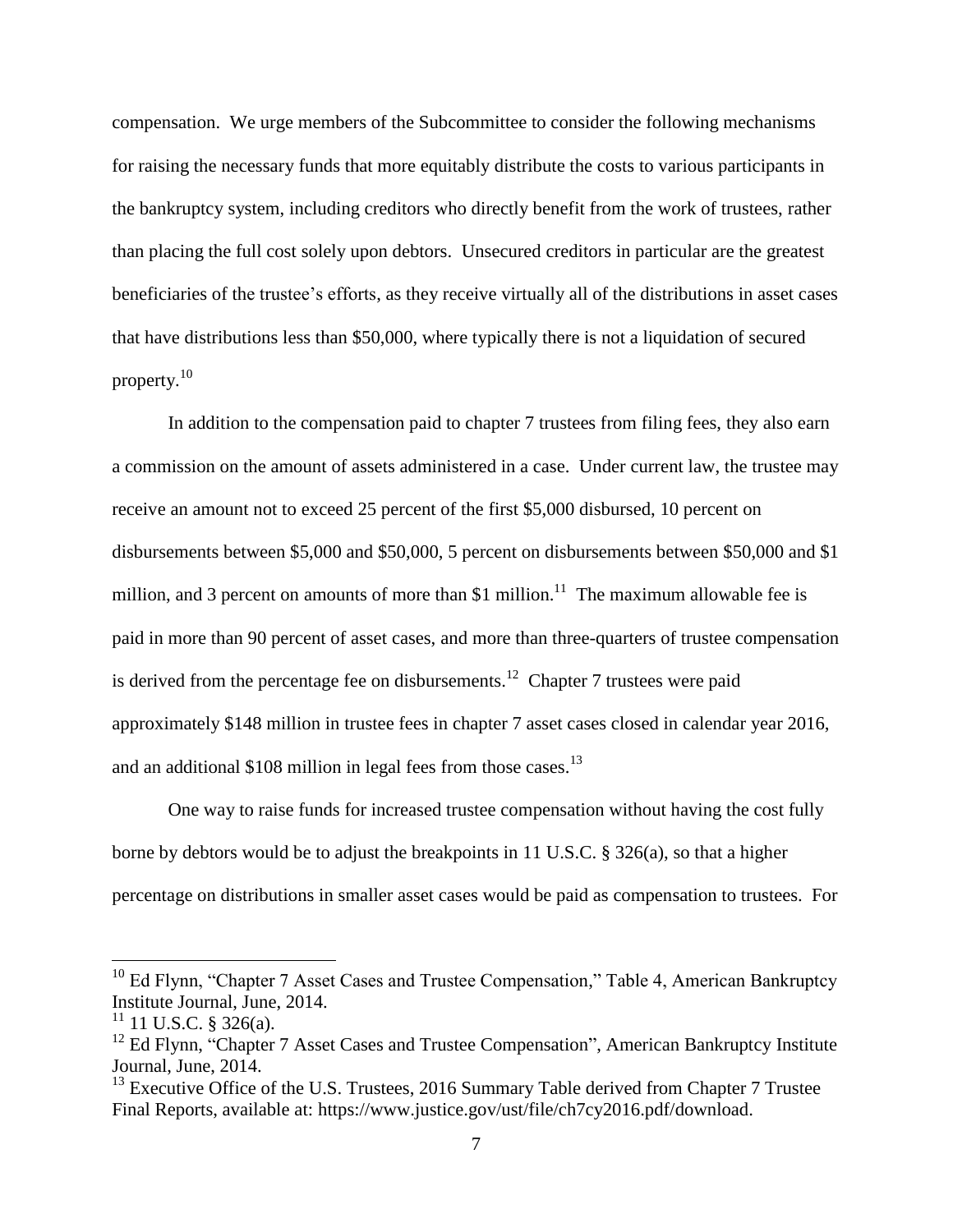compensation. We urge members of the Subcommittee to consider the following mechanisms for raising the necessary funds that more equitably distribute the costs to various participants in the bankruptcy system, including creditors who directly benefit from the work of trustees, rather than placing the full cost solely upon debtors. Unsecured creditors in particular are the greatest beneficiaries of the trustee's efforts, as they receive virtually all of the distributions in asset cases that have distributions less than $50,000, where typically there is not a liquidation of secured property.[10]

In addition to the compensation paid to chapter 7 trustees from filing fees, they also earn a commission on the amount of assets administered in a case. Under current law, the trustee may receive an amount not to exceed 25 percent of the first $5,000 disbursed, 10 percent on disbursements between $5,000 and $50,000, 5 percent on disbursements between $50,000 and $1 million, and 3 percent on amounts of more than $1 million.[11] The maximum allowable fee is paid in more than 90 percent of asset cases, and more than three-quarters of trustee compensation is derived from the percentage fee on disbursements.[12] Chapter 7 trustees were paid approximately $148 million in trustee fees in chapter 7 asset cases closed in calendar year 2016, and an additional $108 million in legal fees from those cases.[13]

One way to raise funds for increased trustee compensation without having the cost fully borne by debtors would be to adjust the breakpoints in 11 U.S.C. § 326(a), so that a higher percentage on distributions in smaller asset cases would be paid as compensation to trustees. For

---

[10] Ed Flynn, "Chapter 7 Asset Cases and Trustee Compensation," Table 4, American Bankruptcy Institute Journal, June, 2014.

[11] 11 U.S.C. § 326(a).

[12] Ed Flynn, "Chapter 7 Asset Cases and Trustee Compensation", American Bankruptcy Institute Journal, June, 2014.

[13] Executive Office of the U.S. Trustees, 2016 Summary Table derived from Chapter 7 Trustee Final Reports, available at: https://www.justice.gov/ust/file/ch7cy2016.pdf/download.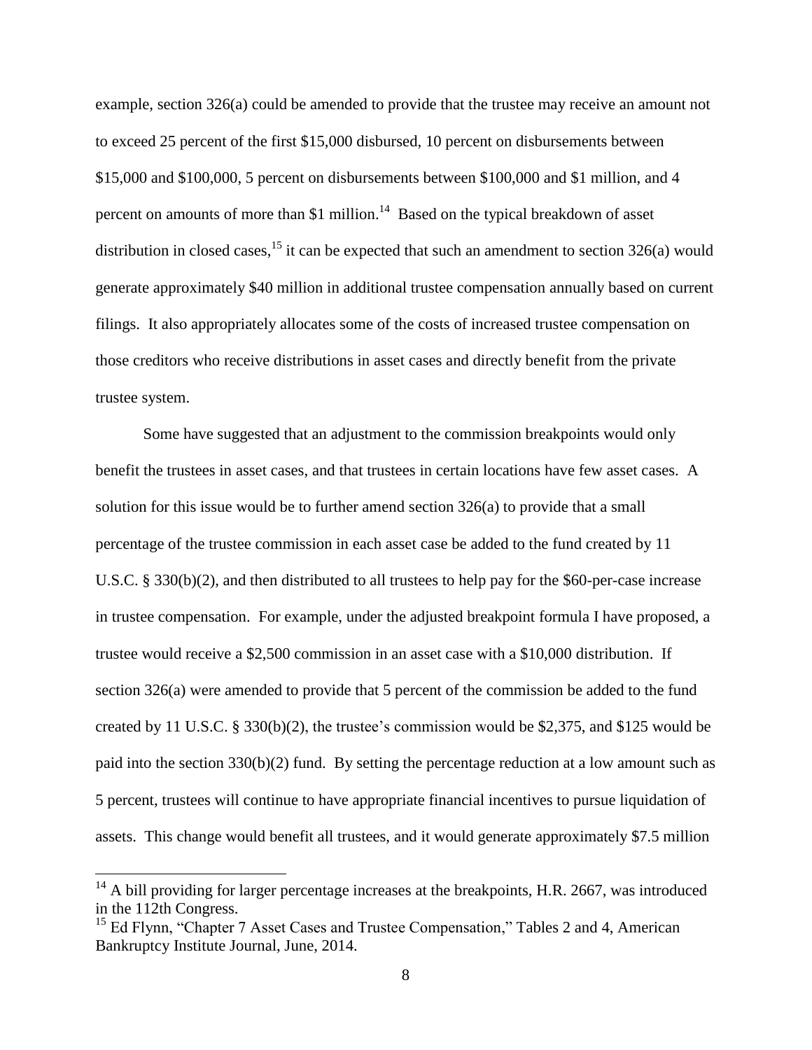example, section 326(a) could be amended to provide that the trustee may receive an amount not to exceed 25 percent of the first $15,000 disbursed, 10 percent on disbursements between $15,000 and $100,000, 5 percent on disbursements between $100,000 and $1 million, and 4 percent on amounts of more than $1 million.[14] Based on the typical breakdown of asset distribution in closed cases,[15] it can be expected that such an amendment to section 326(a) would generate approximately $40 million in additional trustee compensation annually based on current filings. It also appropriately allocates some of the costs of increased trustee compensation on those creditors who receive distributions in asset cases and directly benefit from the private trustee system.

Some have suggested that an adjustment to the commission breakpoints would only benefit the trustees in asset cases, and that trustees in certain locations have few asset cases. A solution for this issue would be to further amend section 326(a) to provide that a small percentage of the trustee commission in each asset case be added to the fund created by 11 U.S.C. § 330(b)(2), and then distributed to all trustees to help pay for the $60-per-case increase in trustee compensation. For example, under the adjusted breakpoint formula I have proposed, a trustee would receive a $2,500 commission in an asset case with a $10,000 distribution. If section 326(a) were amended to provide that 5 percent of the commission be added to the fund created by 11 U.S.C. § 330(b)(2), the trustee's commission would be $2,375, and $125 would be paid into the section 330(b)(2) fund. By setting the percentage reduction at a low amount such as 5 percent, trustees will continue to have appropriate financial incentives to pursue liquidation of assets. This change would benefit all trustees, and it would generate approximately $7.5 million

---

[14] A bill providing for larger percentage increases at the breakpoints, H.R. 2667, was introduced in the 112th Congress.

[15] Ed Flynn, "Chapter 7 Asset Cases and Trustee Compensation," Tables 2 and 4, American Bankruptcy Institute Journal, June, 2014.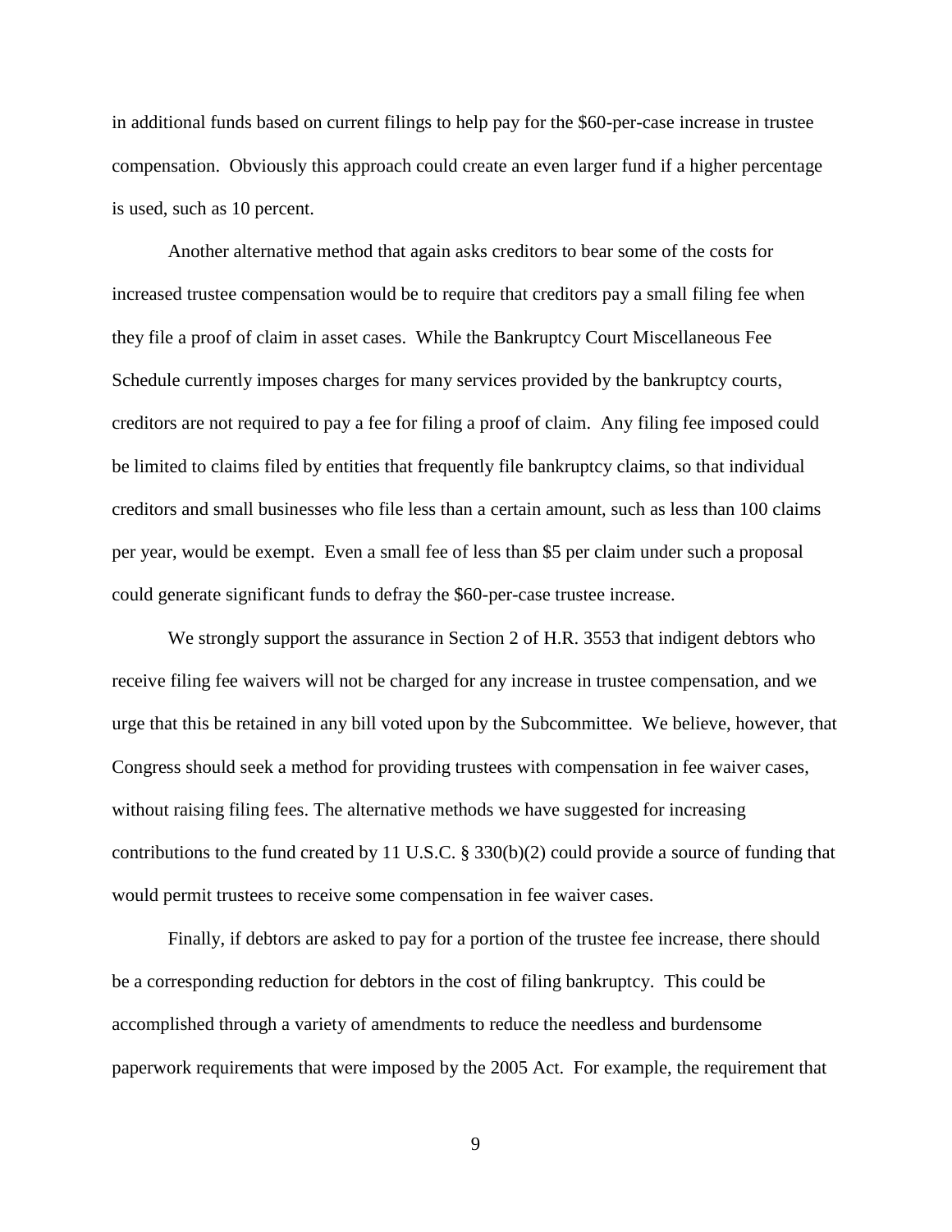in additional funds based on current filings to help pay for the $60-per-case increase in trustee compensation. Obviously this approach could create an even larger fund if a higher percentage is used, such as 10 percent.

Another alternative method that again asks creditors to bear some of the costs for increased trustee compensation would be to require that creditors pay a small filing fee when they file a proof of claim in asset cases. While the Bankruptcy Court Miscellaneous Fee Schedule currently imposes charges for many services provided by the bankruptcy courts, creditors are not required to pay a fee for filing a proof of claim. Any filing fee imposed could be limited to claims filed by entities that frequently file bankruptcy claims, so that individual creditors and small businesses who file less than a certain amount, such as less than 100 claims per year, would be exempt. Even a small fee of less than $5 per claim under such a proposal could generate significant funds to defray the $60-per-case trustee increase.

We strongly support the assurance in Section 2 of H.R. 3553 that indigent debtors who receive filing fee waivers will not be charged for any increase in trustee compensation, and we urge that this be retained in any bill voted upon by the Subcommittee. We believe, however, that Congress should seek a method for providing trustees with compensation in fee waiver cases, without raising filing fees. The alternative methods we have suggested for increasing contributions to the fund created by 11 U.S.C. § 330(b)(2) could provide a source of funding that would permit trustees to receive some compensation in fee waiver cases.

Finally, if debtors are asked to pay for a portion of the trustee fee increase, there should be a corresponding reduction for debtors in the cost of filing bankruptcy. This could be accomplished through a variety of amendments to reduce the needless and burdensome paperwork requirements that were imposed by the 2005 Act. For example, the requirement that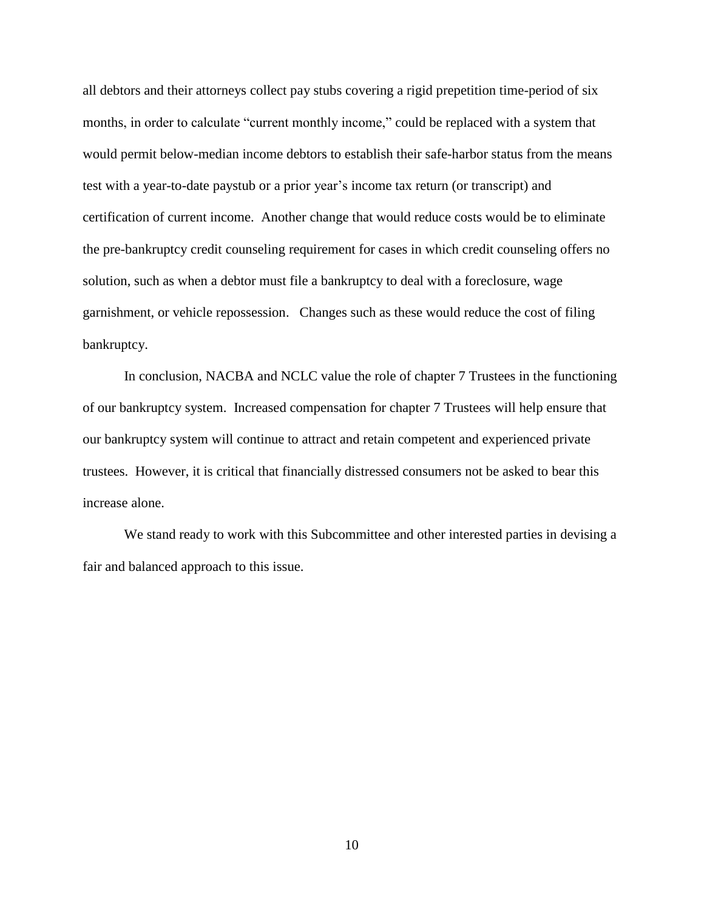all debtors and their attorneys collect pay stubs covering a rigid prepetition time-period of six months, in order to calculate "current monthly income," could be replaced with a system that would permit below-median income debtors to establish their safe-harbor status from the means test with a year-to-date paystub or a prior year's income tax return (or transcript) and certification of current income. Another change that would reduce costs would be to eliminate the pre-bankruptcy credit counseling requirement for cases in which credit counseling offers no solution, such as when a debtor must file a bankruptcy to deal with a foreclosure, wage garnishment, or vehicle repossession. Changes such as these would reduce the cost of filing bankruptcy.

In conclusion, NACBA and NCLC value the role of chapter 7 Trustees in the functioning of our bankruptcy system. Increased compensation for chapter 7 Trustees will help ensure that our bankruptcy system will continue to attract and retain competent and experienced private trustees. However, it is critical that financially distressed consumers not be asked to bear this increase alone.

We stand ready to work with this Subcommittee and other interested parties in devising a fair and balanced approach to this issue.